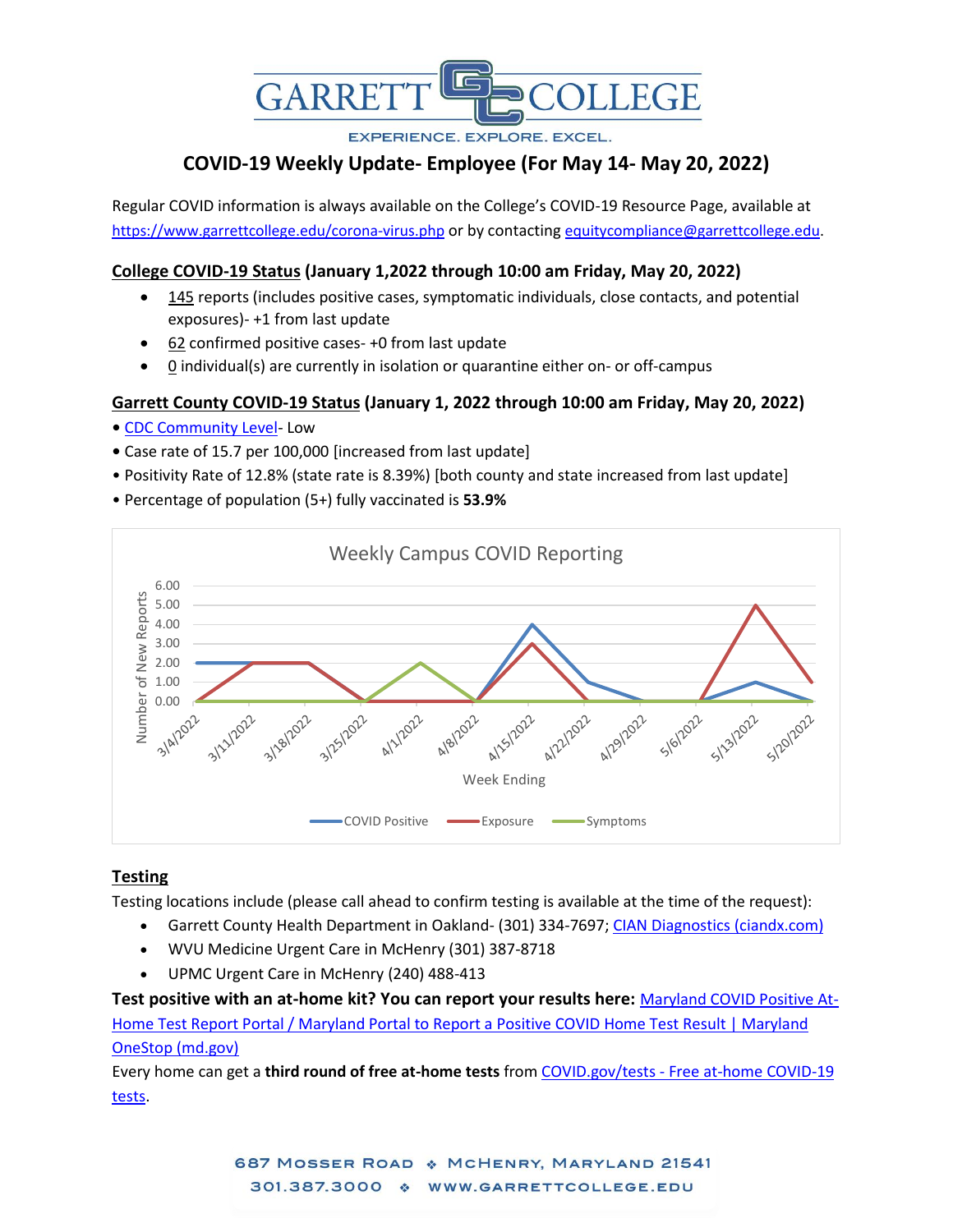# GARRETT COLLEGE

EXPERIENCE. EXPLORE. EXCEL.

## COVID-19 Weekly Update- Employee (For May 14- May 20, 2022)

Regular COVID information is always available on the College's COVID-19 Resource Page, available at https://www.garrettcollege.edu/corona-virus.php or by contacting equitycompliance@garrettcollege.edu.

### College COVID-19 Status (January 1,2022 through 10:00 am Friday, May 20, 2022)

- 145 reports (includes positive cases, symptomatic individuals, close contacts, and potential exposures)- +1 from last update
- 62 confirmed positive cases- +0 from last update
- 0 individual(s) are currently in isolation or quarantine either on- or off-campus

### Garrett County COVID-19 Status (January 1, 2022 through 10:00 am Friday, May 20, 2022)

- CDC Community Level- Low
- Case rate of 15.7 per 100,000 [increased from last update]
- Positivity Rate of 12.8% (state rate is 8.39%) [both county and state increased from last update]
- Percentage of population (5+) fully vaccinated is **53.9%**

**Weekly Campus COVID Reporting**

| Week Ending | COVID Positive | Exposure | Symptoms |
|---|---|---|---|
| 3/4/2022 | 2.00 | 0.00 | 0.00 |
| 3/11/2022 | 2.00 | 2.00 | 0.00 |
| 3/18/2022 | 2.00 | 2.00 | 0.00 |
| 3/25/2022 | 0.00 | 0.00 | 0.00 |
| 4/1/2022 | 0.00 | 0.00 | 2.00 |
| 4/8/2022 | 0.00 | 0.00 | 0.00 |
| 4/15/2022 | 4.00 | 3.00 | 0.00 |
| 4/22/2022 | 1.00 | 0.00 | 0.00 |
| 4/29/2022 | 0.00 | 0.00 | 0.00 |
| 5/6/2022 | 0.00 | 0.00 | 0.00 |
| 5/13/2022 | 1.00 | 5.00 | 0.00 |
| 5/20/2022 | 0.00 | 1.00 | 0.00 |

### Testing

Testing locations include (please call ahead to confirm testing is available at the time of the request):

- Garrett County Health Department in Oakland- (301) 334-7697; CIAN Diagnostics (ciandx.com)
- WVU Medicine Urgent Care in McHenry (301) 387-8718
- UPMC Urgent Care in McHenry (240) 488-413

**Test positive with an at-home kit? You can report your results here:** Maryland COVID Positive At-Home Test Report Portal / Maryland Portal to Report a Positive COVID Home Test Result | Maryland OneStop (md.gov)

Every home can get a **third round of free at-home tests** from COVID.gov/tests - Free at-home COVID-19 tests.

687 Mosser Road ❖ McHenry, Maryland 21541
301.387.3000 ❖ www.garrettcollege.edu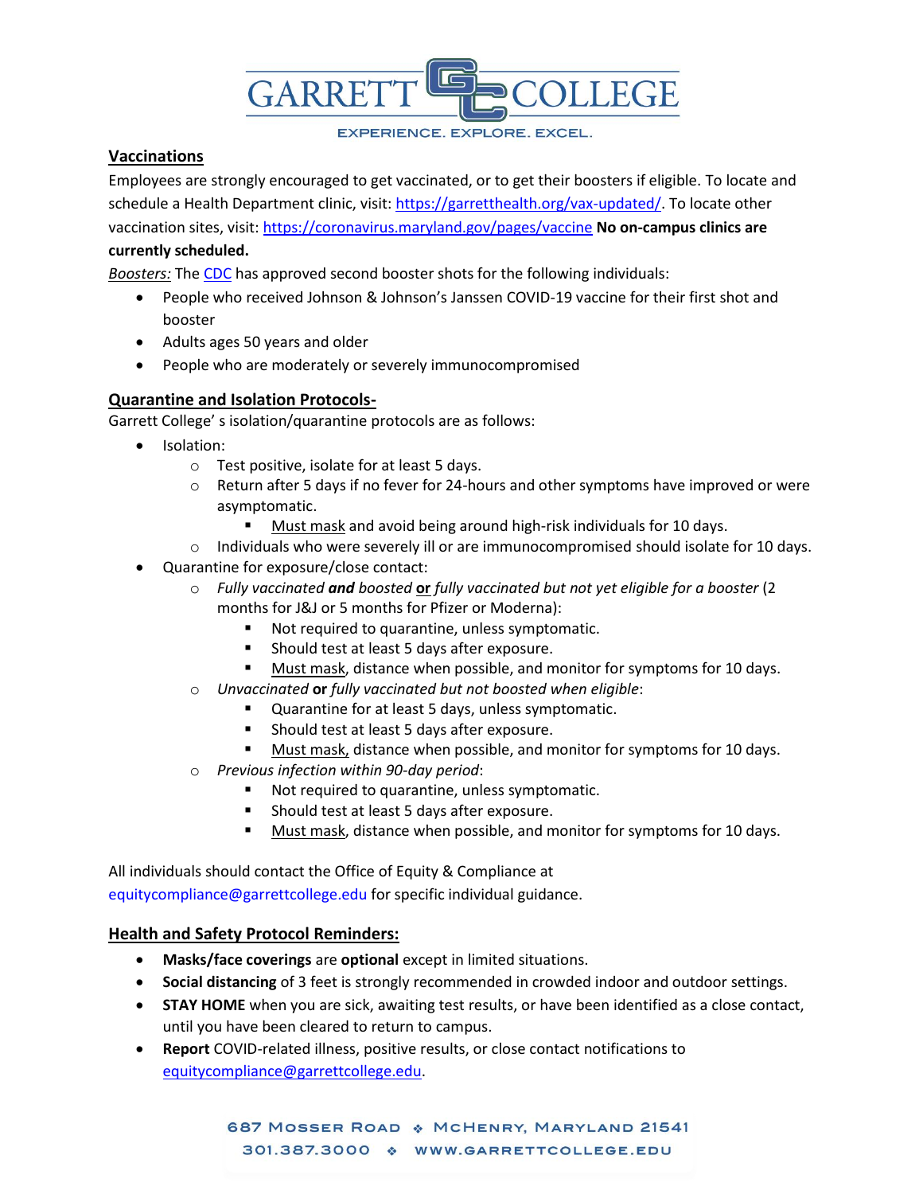## Vaccinations

Employees are strongly encouraged to get vaccinated, or to get their boosters if eligible. To locate and schedule a Health Department clinic, visit: https://garretthealth.org/vax-updated/. To locate other vaccination sites, visit: https://coronavirus.maryland.gov/pages/vaccine **No on-campus clinics are currently scheduled.**

*Boosters:* The CDC has approved second booster shots for the following individuals:

- People who received Johnson & Johnson's Janssen COVID-19 vaccine for their first shot and booster
- Adults ages 50 years and older
- People who are moderately or severely immunocompromised

## Quarantine and Isolation Protocols-

Garrett College' s isolation/quarantine protocols are as follows:

- Isolation:
  - Test positive, isolate for at least 5 days.
  - Return after 5 days if no fever for 24-hours and other symptoms have improved or were asymptomatic.
    - Must mask and avoid being around high-risk individuals for 10 days.
  - Individuals who were severely ill or are immunocompromised should isolate for 10 days.
- Quarantine for exposure/close contact:
  - *Fully vaccinated **and** boosted* **or** *fully vaccinated but not yet eligible for a booster* (2 months for J&J or 5 months for Pfizer or Moderna):
    - Not required to quarantine, unless symptomatic.
    - Should test at least 5 days after exposure.
    - Must mask, distance when possible, and monitor for symptoms for 10 days.
  - *Unvaccinated* **or** *fully vaccinated but not boosted when eligible*:
    - Quarantine for at least 5 days, unless symptomatic.
    - Should test at least 5 days after exposure.
    - Must mask, distance when possible, and monitor for symptoms for 10 days.
  - *Previous infection within 90-day period*:
    - Not required to quarantine, unless symptomatic.
    - Should test at least 5 days after exposure.
    - Must mask, distance when possible, and monitor for symptoms for 10 days.

All individuals should contact the Office of Equity & Compliance at equitycompliance@garrettcollege.edu for specific individual guidance.

## Health and Safety Protocol Reminders:

- **Masks/face coverings** are **optional** except in limited situations.
- **Social distancing** of 3 feet is strongly recommended in crowded indoor and outdoor settings.
- **STAY HOME** when you are sick, awaiting test results, or have been identified as a close contact, until you have been cleared to return to campus.
- **Report** COVID-related illness, positive results, or close contact notifications to equitycompliance@garrettcollege.edu.